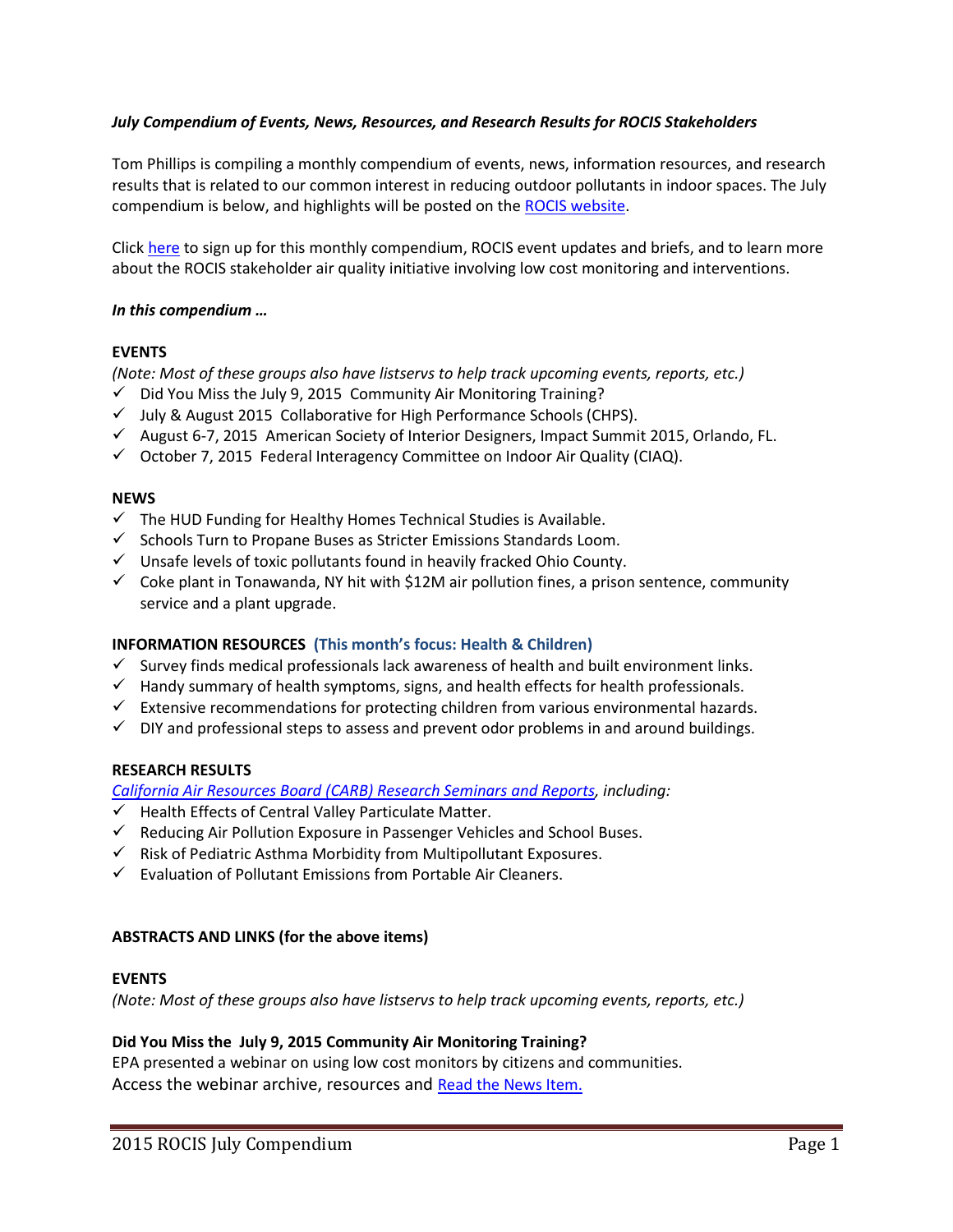***July Compendium of Events, News, Resources, and Research Results for ROCIS Stakeholders***

Tom Phillips is compiling a monthly compendium of events, news, information resources, and research results that is related to our common interest in reducing outdoor pollutants in indoor spaces. The July compendium is below, and highlights will be posted on the ROCIS website.

Click here to sign up for this monthly compendium, ROCIS event updates and briefs, and to learn more about the ROCIS stakeholder air quality initiative involving low cost monitoring and interventions.

***In this compendium …***

**EVENTS**

*(Note: Most of these groups also have listservs to help track upcoming events, reports, etc.)*

- ✓ Did You Miss the July 9, 2015 Community Air Monitoring Training?
- ✓ July & August 2015 Collaborative for High Performance Schools (CHPS).
- ✓ August 6-7, 2015 American Society of Interior Designers, Impact Summit 2015, Orlando, FL.
- ✓ October 7, 2015 Federal Interagency Committee on Indoor Air Quality (CIAQ).

**NEWS**

- ✓ The HUD Funding for Healthy Homes Technical Studies is Available.
- ✓ Schools Turn to Propane Buses as Stricter Emissions Standards Loom.
- ✓ Unsafe levels of toxic pollutants found in heavily fracked Ohio County.
- ✓ Coke plant in Tonawanda, NY hit with $12M air pollution fines, a prison sentence, community service and a plant upgrade.

**INFORMATION RESOURCES (This month's focus: Health & Children)**

- ✓ Survey finds medical professionals lack awareness of health and built environment links.
- ✓ Handy summary of health symptoms, signs, and health effects for health professionals.
- ✓ Extensive recommendations for protecting children from various environmental hazards.
- ✓ DIY and professional steps to assess and prevent odor problems in and around buildings.

**RESEARCH RESULTS**

*California Air Resources Board (CARB) Research Seminars and Reports, including:*

- ✓ Health Effects of Central Valley Particulate Matter.
- ✓ Reducing Air Pollution Exposure in Passenger Vehicles and School Buses.
- ✓ Risk of Pediatric Asthma Morbidity from Multipollutant Exposures.
- ✓ Evaluation of Pollutant Emissions from Portable Air Cleaners.

**ABSTRACTS AND LINKS (for the above items)**

**EVENTS**

*(Note: Most of these groups also have listservs to help track upcoming events, reports, etc.)*

**Did You Miss the July 9, 2015 Community Air Monitoring Training?**

EPA presented a webinar on using low cost monitors by citizens and communities.
Access the webinar archive, resources and Read the News Item.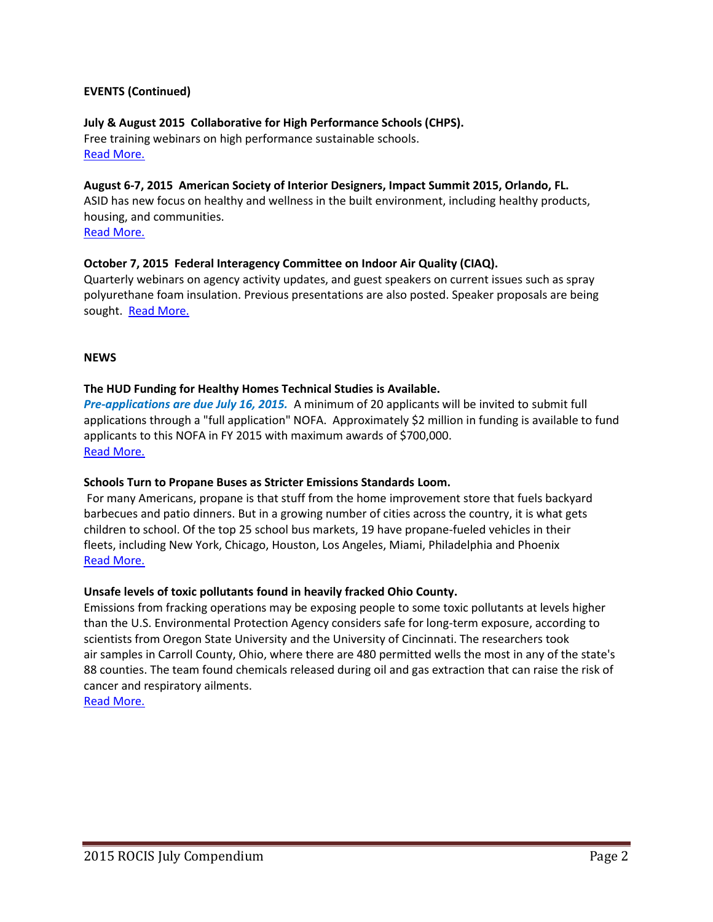**EVENTS (Continued)**

**July & August 2015 Collaborative for High Performance Schools (CHPS).**
Free training webinars on high performance sustainable schools.
Read More.

**August 6-7, 2015 American Society of Interior Designers, Impact Summit 2015, Orlando, FL.**
ASID has new focus on healthy and wellness in the built environment, including healthy products, housing, and communities.
Read More.

**October 7, 2015 Federal Interagency Committee on Indoor Air Quality (CIAQ).**
Quarterly webinars on agency activity updates, and guest speakers on current issues such as spray polyurethane foam insulation. Previous presentations are also posted. Speaker proposals are being sought. Read More.

**NEWS**

**The HUD Funding for Healthy Homes Technical Studies is Available.**
***Pre-applications are due July 16, 2015.*** A minimum of 20 applicants will be invited to submit full applications through a "full application" NOFA. Approximately $2 million in funding is available to fund applicants to this NOFA in FY 2015 with maximum awards of $700,000.
Read More.

**Schools Turn to Propane Buses as Stricter Emissions Standards Loom.**
For many Americans, propane is that stuff from the home improvement store that fuels backyard barbecues and patio dinners. But in a growing number of cities across the country, it is what gets children to school. Of the top 25 school bus markets, 19 have propane-fueled vehicles in their fleets, including New York, Chicago, Houston, Los Angeles, Miami, Philadelphia and Phoenix
Read More.

**Unsafe levels of toxic pollutants found in heavily fracked Ohio County.**
Emissions from fracking operations may be exposing people to some toxic pollutants at levels higher than the U.S. Environmental Protection Agency considers safe for long-term exposure, according to scientists from Oregon State University and the University of Cincinnati. The researchers took air samples in Carroll County, Ohio, where there are 480 permitted wells the most in any of the state's 88 counties. The team found chemicals released during oil and gas extraction that can raise the risk of cancer and respiratory ailments.
Read More.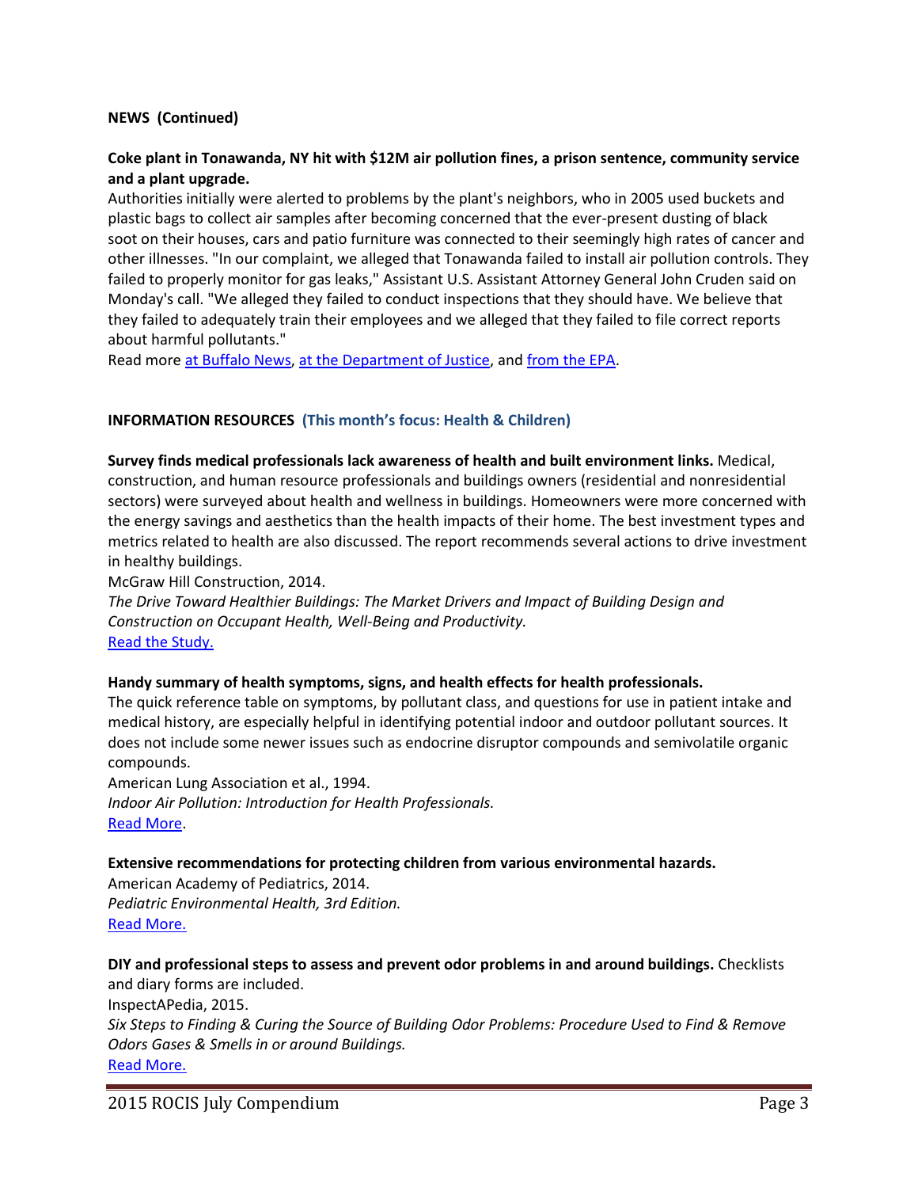**NEWS (Continued)**

**Coke plant in Tonawanda, NY hit with $12M air pollution fines, a prison sentence, community service and a plant upgrade.**

Authorities initially were alerted to problems by the plant's neighbors, who in 2005 used buckets and plastic bags to collect air samples after becoming concerned that the ever-present dusting of black soot on their houses, cars and patio furniture was connected to their seemingly high rates of cancer and other illnesses. "In our complaint, we alleged that Tonawanda failed to install air pollution controls. They failed to properly monitor for gas leaks," Assistant U.S. Assistant Attorney General John Cruden said on Monday's call. "We alleged they failed to conduct inspections that they should have. We believe that they failed to adequately train their employees and we alleged that they failed to file correct reports about harmful pollutants."

Read more at Buffalo News, at the Department of Justice, and from the EPA.

**INFORMATION RESOURCES (This month's focus: Health & Children)**

**Survey finds medical professionals lack awareness of health and built environment links.** Medical, construction, and human resource professionals and buildings owners (residential and nonresidential sectors) were surveyed about health and wellness in buildings. Homeowners were more concerned with the energy savings and aesthetics than the health impacts of their home. The best investment types and metrics related to health are also discussed. The report recommends several actions to drive investment in healthy buildings.

McGraw Hill Construction, 2014.

*The Drive Toward Healthier Buildings: The Market Drivers and Impact of Building Design and Construction on Occupant Health, Well-Being and Productivity.*

Read the Study.

**Handy summary of health symptoms, signs, and health effects for health professionals.**

The quick reference table on symptoms, by pollutant class, and questions for use in patient intake and medical history, are especially helpful in identifying potential indoor and outdoor pollutant sources. It does not include some newer issues such as endocrine disruptor compounds and semivolatile organic compounds.

American Lung Association et al., 1994.

*Indoor Air Pollution: Introduction for Health Professionals.*

Read More.

**Extensive recommendations for protecting children from various environmental hazards.**

American Academy of Pediatrics, 2014.

*Pediatric Environmental Health, 3rd Edition.*

Read More.

**DIY and professional steps to assess and prevent odor problems in and around buildings.** Checklists and diary forms are included.

InspectAPedia, 2015.

*Six Steps to Finding & Curing the Source of Building Odor Problems: Procedure Used to Find & Remove Odors Gases & Smells in or around Buildings.*

Read More.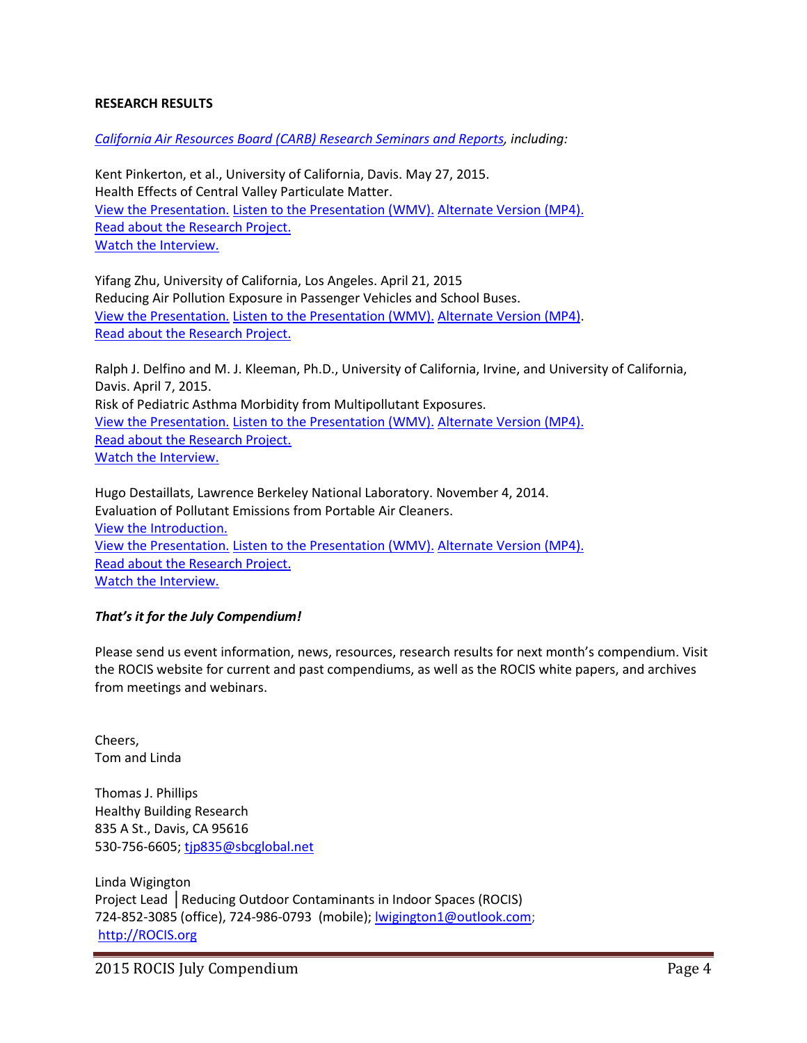**RESEARCH RESULTS**

*California Air Resources Board (CARB) Research Seminars and Reports, including:*

Kent Pinkerton, et al., University of California, Davis. May 27, 2015.
Health Effects of Central Valley Particulate Matter.
View the Presentation. Listen to the Presentation (WMV). Alternate Version (MP4).
Read about the Research Project.
Watch the Interview.

Yifang Zhu, University of California, Los Angeles. April 21, 2015
Reducing Air Pollution Exposure in Passenger Vehicles and School Buses.
View the Presentation. Listen to the Presentation (WMV). Alternate Version (MP4).
Read about the Research Project.

Ralph J. Delfino and M. J. Kleeman, Ph.D., University of California, Irvine, and University of California, Davis. April 7, 2015.
Risk of Pediatric Asthma Morbidity from Multipollutant Exposures.
View the Presentation. Listen to the Presentation (WMV). Alternate Version (MP4).
Read about the Research Project.
Watch the Interview.

Hugo Destaillats, Lawrence Berkeley National Laboratory. November 4, 2014.
Evaluation of Pollutant Emissions from Portable Air Cleaners.
View the Introduction.
View the Presentation. Listen to the Presentation (WMV). Alternate Version (MP4).
Read about the Research Project.
Watch the Interview.

***That's it for the July Compendium!***

Please send us event information, news, resources, research results for next month's compendium. Visit the ROCIS website for current and past compendiums, as well as the ROCIS white papers, and archives from meetings and webinars.

Cheers,
Tom and Linda

Thomas J. Phillips
Healthy Building Research
835 A St., Davis, CA 95616
530-756-6605; tjp835@sbcglobal.net

Linda Wigington
Project Lead │Reducing Outdoor Contaminants in Indoor Spaces (ROCIS)
724-852-3085 (office), 724-986-0793 (mobile); lwigington1@outlook.com;
http://ROCIS.org